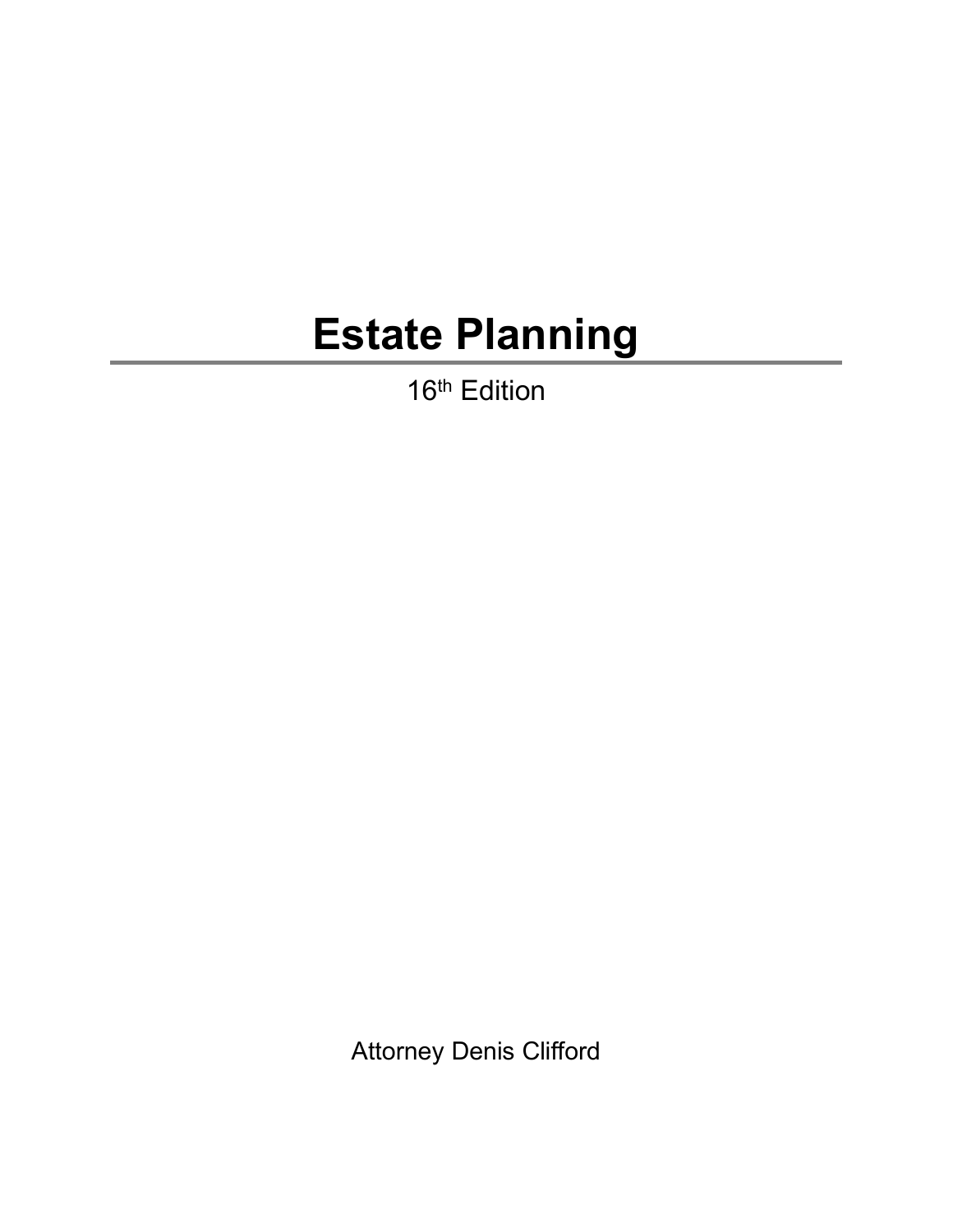# Estate Planning

16th Edition

Attorney Denis Clifford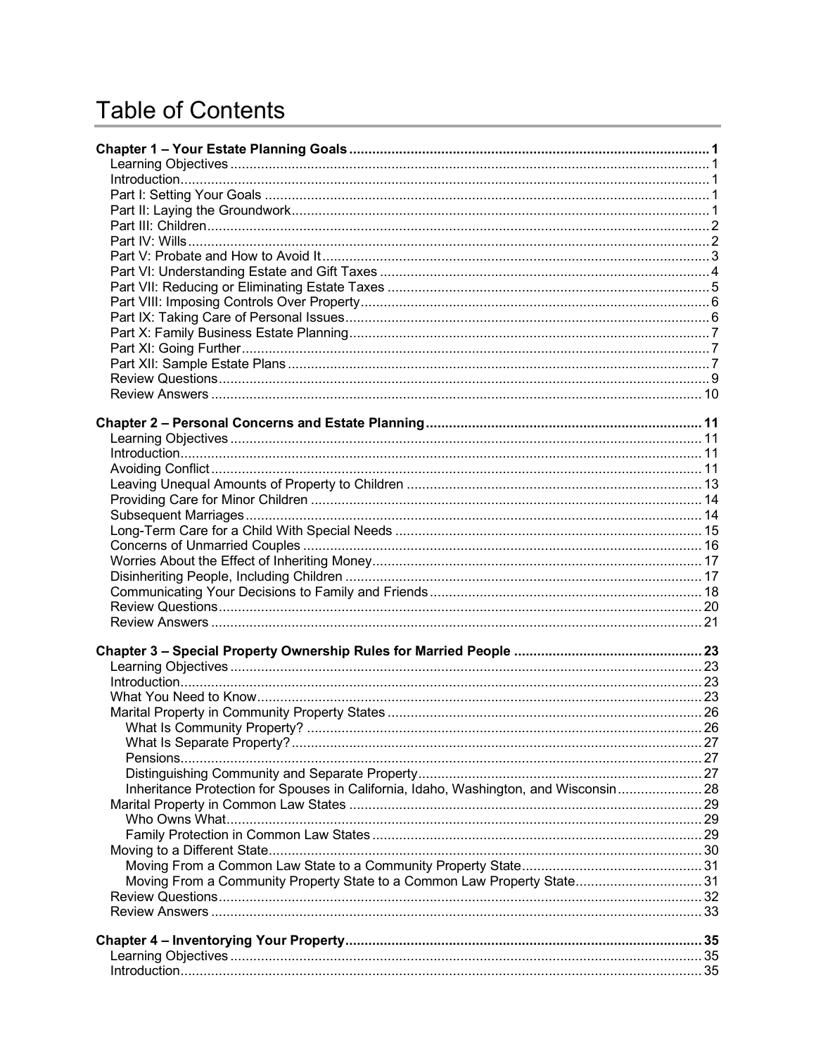# Table of Contents

**Chapter 1 – Your Estate Planning Goals** ..... **1**
- Learning Objectives ..... 1
- Introduction ..... 1
- Part I: Setting Your Goals ..... 1
- Part II: Laying the Groundwork ..... 1
- Part III: Children ..... 2
- Part IV: Wills ..... 2
- Part V: Probate and How to Avoid It ..... 3
- Part VI: Understanding Estate and Gift Taxes ..... 4
- Part VII: Reducing or Eliminating Estate Taxes ..... 5
- Part VIII: Imposing Controls Over Property ..... 6
- Part IX: Taking Care of Personal Issues ..... 6
- Part X: Family Business Estate Planning ..... 7
- Part XI: Going Further ..... 7
- Part XII: Sample Estate Plans ..... 7
- Review Questions ..... 9
- Review Answers ..... 10

**Chapter 2 – Personal Concerns and Estate Planning** ..... **11**
- Learning Objectives ..... 11
- Introduction ..... 11
- Avoiding Conflict ..... 11
- Leaving Unequal Amounts of Property to Children ..... 13
- Providing Care for Minor Children ..... 14
- Subsequent Marriages ..... 14
- Long-Term Care for a Child With Special Needs ..... 15
- Concerns of Unmarried Couples ..... 16
- Worries About the Effect of Inheriting Money ..... 17
- Disinheriting People, Including Children ..... 17
- Communicating Your Decisions to Family and Friends ..... 18
- Review Questions ..... 20
- Review Answers ..... 21

**Chapter 3 – Special Property Ownership Rules for Married People** ..... **23**
- Learning Objectives ..... 23
- Introduction ..... 23
- What You Need to Know ..... 23
- Marital Property in Community Property States ..... 26
  - What Is Community Property? ..... 26
  - What Is Separate Property? ..... 27
  - Pensions ..... 27
  - Distinguishing Community and Separate Property ..... 27
  - Inheritance Protection for Spouses in California, Idaho, Washington, and Wisconsin ..... 28
- Marital Property in Common Law States ..... 29
  - Who Owns What ..... 29
  - Family Protection in Common Law States ..... 29
- Moving to a Different State ..... 30
  - Moving From a Common Law State to a Community Property State ..... 31
  - Moving From a Community Property State to a Common Law Property State ..... 31
- Review Questions ..... 32
- Review Answers ..... 33

**Chapter 4 – Inventorying Your Property** ..... **35**
- Learning Objectives ..... 35
- Introduction ..... 35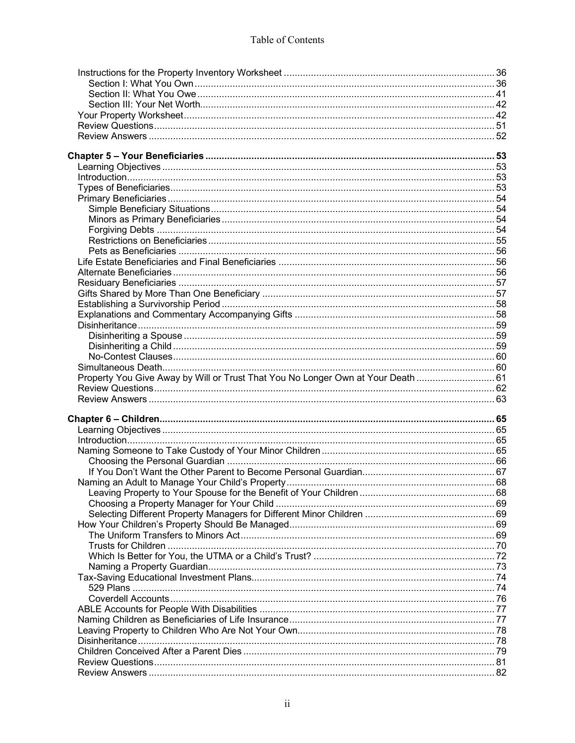Table of Contents

- Instructions for the Property Inventory Worksheet ..... 36
  - Section I: What You Own ..... 36
  - Section II: What You Owe ..... 41
  - Section III: Your Net Worth ..... 42
- Your Property Worksheet ..... 42
- Review Questions ..... 51
- Review Answers ..... 52

**Chapter 5 – Your Beneficiaries ..... 53**

- Learning Objectives ..... 53
- Introduction ..... 53
- Types of Beneficiaries ..... 53
- Primary Beneficiaries ..... 54
  - Simple Beneficiary Situations ..... 54
  - Minors as Primary Beneficiaries ..... 54
  - Forgiving Debts ..... 54
  - Restrictions on Beneficiaries ..... 55
  - Pets as Beneficiaries ..... 56
- Life Estate Beneficiaries and Final Beneficiaries ..... 56
- Alternate Beneficiaries ..... 56
- Residuary Beneficiaries ..... 57
- Gifts Shared by More Than One Beneficiary ..... 57
- Establishing a Survivorship Period ..... 58
- Explanations and Commentary Accompanying Gifts ..... 58
- Disinheritance ..... 59
  - Disinheriting a Spouse ..... 59
  - Disinheriting a Child ..... 59
  - No-Contest Clauses ..... 60
- Simultaneous Death ..... 60
- Property You Give Away by Will or Trust That You No Longer Own at Your Death ..... 61
- Review Questions ..... 62
- Review Answers ..... 63

**Chapter 6 – Children ..... 65**

- Learning Objectives ..... 65
- Introduction ..... 65
- Naming Someone to Take Custody of Your Minor Children ..... 65
  - Choosing the Personal Guardian ..... 66
  - If You Don't Want the Other Parent to Become Personal Guardian ..... 67
- Naming an Adult to Manage Your Child's Property ..... 68
  - Leaving Property to Your Spouse for the Benefit of Your Children ..... 68
  - Choosing a Property Manager for Your Child ..... 69
  - Selecting Different Property Managers for Different Minor Children ..... 69
- How Your Children's Property Should Be Managed ..... 69
  - The Uniform Transfers to Minors Act ..... 69
  - Trusts for Children ..... 70
  - Which Is Better for You, the UTMA or a Child's Trust? ..... 72
  - Naming a Property Guardian ..... 73
- Tax-Saving Educational Investment Plans ..... 74
  - 529 Plans ..... 74
  - Coverdell Accounts ..... 76
- ABLE Accounts for People With Disabilities ..... 77
- Naming Children as Beneficiaries of Life Insurance ..... 77
- Leaving Property to Children Who Are Not Your Own ..... 78
- Disinheritance ..... 78
- Children Conceived After a Parent Dies ..... 79
- Review Questions ..... 81
- Review Answers ..... 82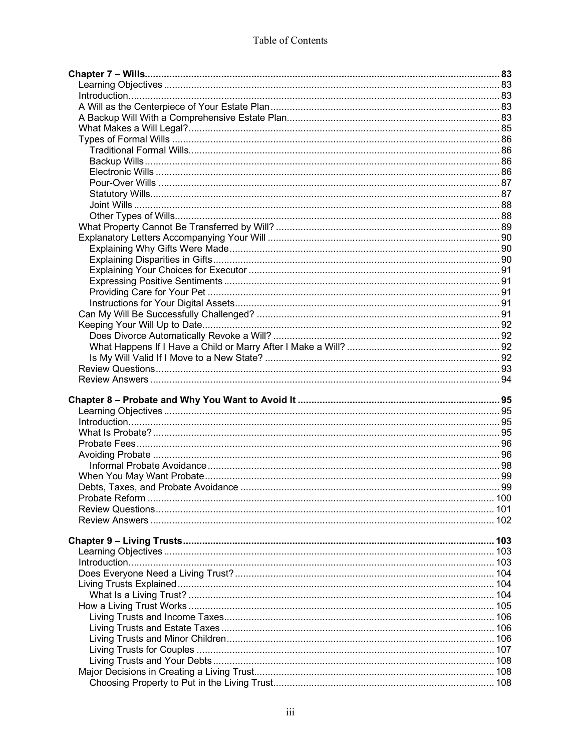# Table of Contents

**Chapter 7 – Wills** ........ **83**

- Learning Objectives ........ 83
- Introduction ........ 83
- A Will as the Centerpiece of Your Estate Plan ........ 83
- A Backup Will With a Comprehensive Estate Plan ........ 83
- What Makes a Will Legal? ........ 85
- Types of Formal Wills ........ 86
  - Traditional Formal Wills ........ 86
  - Backup Wills ........ 86
  - Electronic Wills ........ 86
  - Pour-Over Wills ........ 87
  - Statutory Wills ........ 87
  - Joint Wills ........ 88
  - Other Types of Wills ........ 88
- What Property Cannot Be Transferred by Will? ........ 89
- Explanatory Letters Accompanying Your Will ........ 90
  - Explaining Why Gifts Were Made ........ 90
  - Explaining Disparities in Gifts ........ 90
  - Explaining Your Choices for Executor ........ 91
  - Expressing Positive Sentiments ........ 91
  - Providing Care for Your Pet ........ 91
  - Instructions for Your Digital Assets ........ 91
- Can My Will Be Successfully Challenged? ........ 91
- Keeping Your Will Up to Date ........ 92
  - Does Divorce Automatically Revoke a Will? ........ 92
  - What Happens If I Have a Child or Marry After I Make a Will? ........ 92
  - Is My Will Valid If I Move to a New State? ........ 92
- Review Questions ........ 93
- Review Answers ........ 94

**Chapter 8 – Probate and Why You Want to Avoid It** ........ **95**

- Learning Objectives ........ 95
- Introduction ........ 95
- What Is Probate? ........ 95
- Probate Fees ........ 96
- Avoiding Probate ........ 96
  - Informal Probate Avoidance ........ 98
- When You May Want Probate ........ 99
- Debts, Taxes, and Probate Avoidance ........ 99
- Probate Reform ........ 100
- Review Questions ........ 101
- Review Answers ........ 102

**Chapter 9 – Living Trusts** ........ **103**

- Learning Objectives ........ 103
- Introduction ........ 103
- Does Everyone Need a Living Trust? ........ 104
- Living Trusts Explained ........ 104
  - What Is a Living Trust? ........ 104
- How a Living Trust Works ........ 105
  - Living Trusts and Income Taxes ........ 106
  - Living Trusts and Estate Taxes ........ 106
  - Living Trusts and Minor Children ........ 106
  - Living Trusts for Couples ........ 107
  - Living Trusts and Your Debts ........ 108
- Major Decisions in Creating a Living Trust ........ 108
  - Choosing Property to Put in the Living Trust ........ 108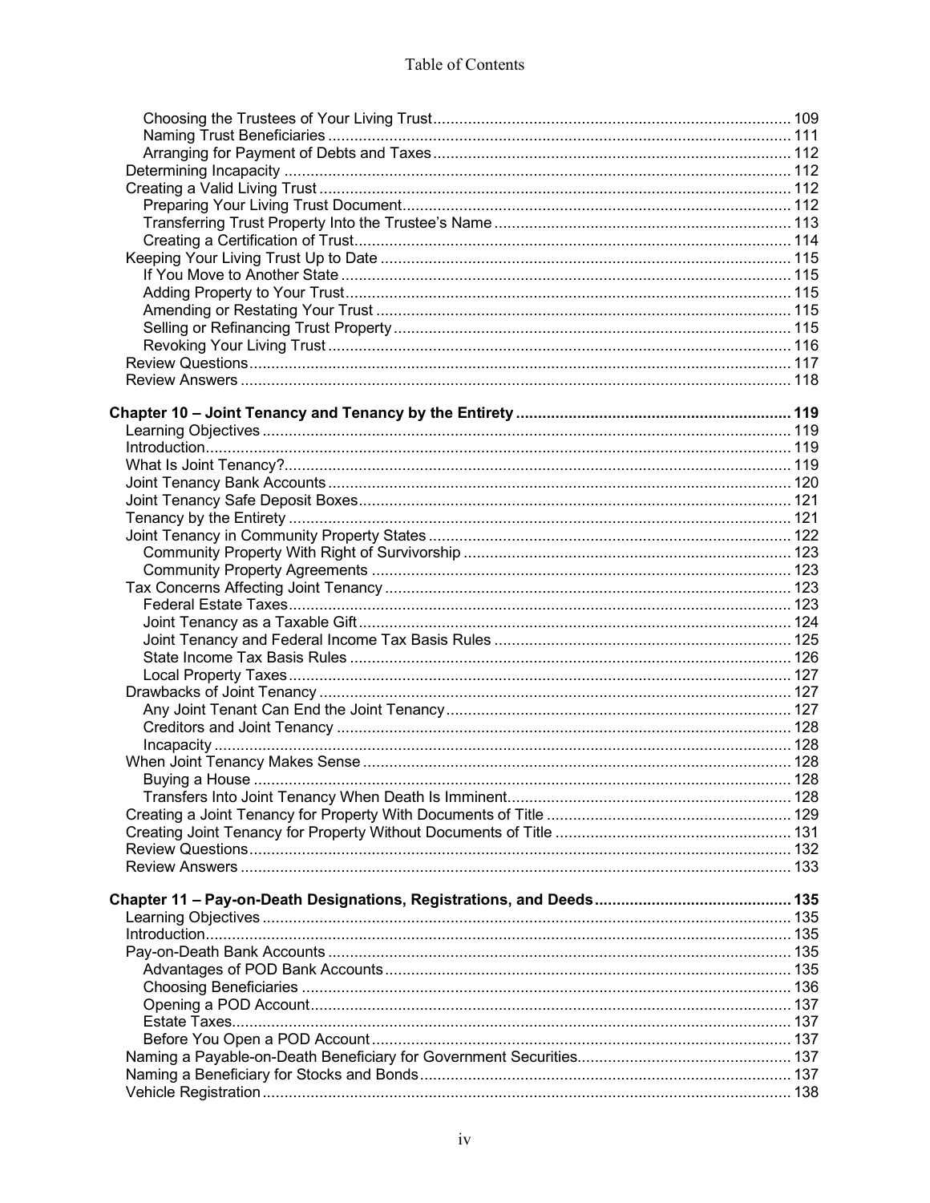Choosing the Trustees of Your Living Trust ... 109
Naming Trust Beneficiaries ... 111
Arranging for Payment of Debts and Taxes ... 112
Determining Incapacity ... 112
Creating a Valid Living Trust ... 112
Preparing Your Living Trust Document ... 112
Transferring Trust Property Into the Trustee's Name ... 113
Creating a Certification of Trust ... 114
Keeping Your Living Trust Up to Date ... 115
If You Move to Another State ... 115
Adding Property to Your Trust ... 115
Amending or Restating Your Trust ... 115
Selling or Refinancing Trust Property ... 115
Revoking Your Living Trust ... 116
Review Questions ... 117
Review Answers ... 118

**Chapter 10 – Joint Tenancy and Tenancy by the Entirety ... 119**
Learning Objectives ... 119
Introduction ... 119
What Is Joint Tenancy? ... 119
Joint Tenancy Bank Accounts ... 120
Joint Tenancy Safe Deposit Boxes ... 121
Tenancy by the Entirety ... 121
Joint Tenancy in Community Property States ... 122
Community Property With Right of Survivorship ... 123
Community Property Agreements ... 123
Tax Concerns Affecting Joint Tenancy ... 123
Federal Estate Taxes ... 123
Joint Tenancy as a Taxable Gift ... 124
Joint Tenancy and Federal Income Tax Basis Rules ... 125
State Income Tax Basis Rules ... 126
Local Property Taxes ... 127
Drawbacks of Joint Tenancy ... 127
Any Joint Tenant Can End the Joint Tenancy ... 127
Creditors and Joint Tenancy ... 128
Incapacity ... 128
When Joint Tenancy Makes Sense ... 128
Buying a House ... 128
Transfers Into Joint Tenancy When Death Is Imminent ... 128
Creating a Joint Tenancy for Property With Documents of Title ... 129
Creating Joint Tenancy for Property Without Documents of Title ... 131
Review Questions ... 132
Review Answers ... 133

**Chapter 11 – Pay-on-Death Designations, Registrations, and Deeds ... 135**
Learning Objectives ... 135
Introduction ... 135
Pay-on-Death Bank Accounts ... 135
Advantages of POD Bank Accounts ... 135
Choosing Beneficiaries ... 136
Opening a POD Account ... 137
Estate Taxes ... 137
Before You Open a POD Account ... 137
Naming a Payable-on-Death Beneficiary for Government Securities ... 137
Naming a Beneficiary for Stocks and Bonds ... 137
Vehicle Registration ... 138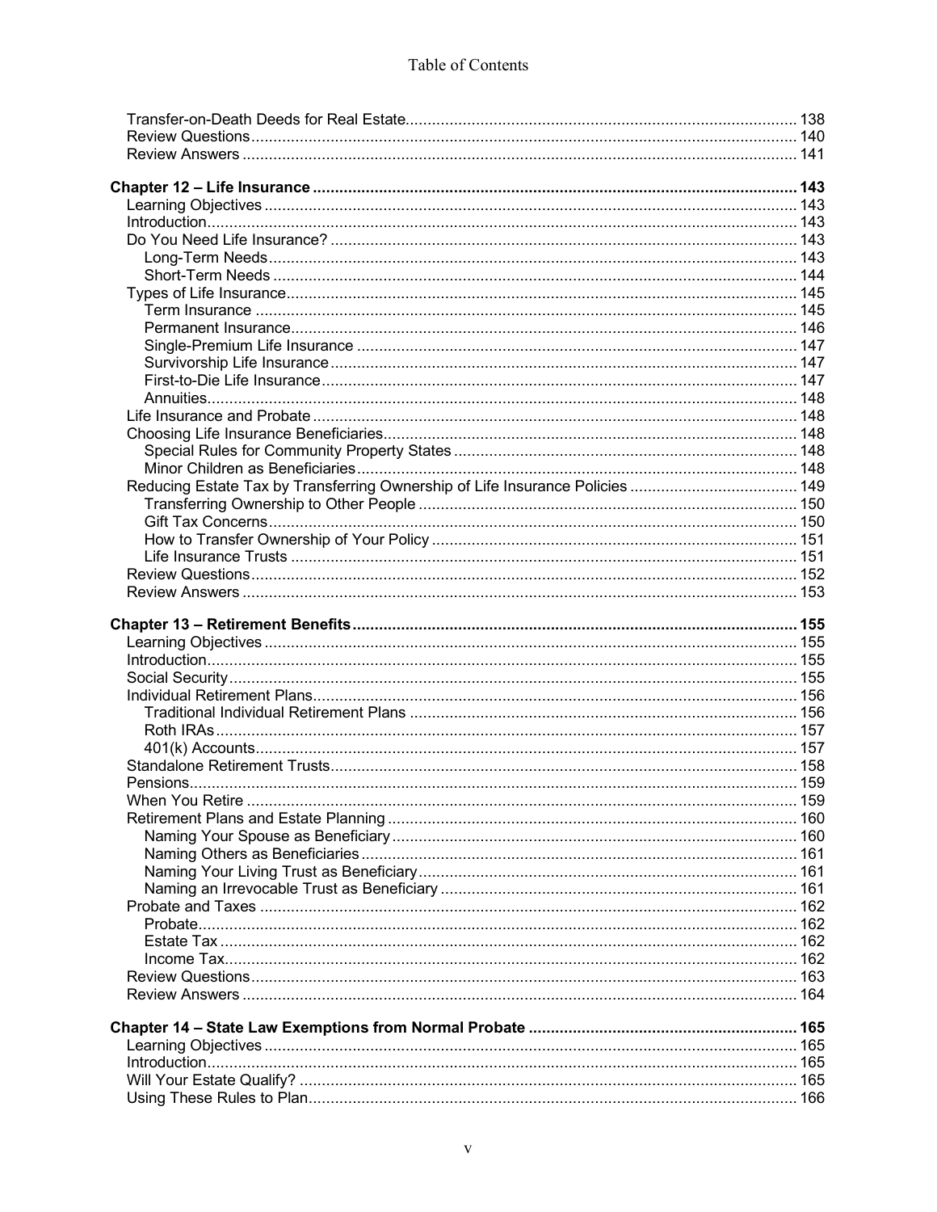Transfer-on-Death Deeds for Real Estate ........ 138
Review Questions ........ 140
Review Answers ........ 141

**Chapter 12 – Life Insurance ........ 143**
Learning Objectives ........ 143
Introduction ........ 143
Do You Need Life Insurance? ........ 143
- Long-Term Needs ........ 143
- Short-Term Needs ........ 144

Types of Life Insurance ........ 145
- Term Insurance ........ 145
- Permanent Insurance ........ 146
- Single-Premium Life Insurance ........ 147
- Survivorship Life Insurance ........ 147
- First-to-Die Life Insurance ........ 147
- Annuities ........ 148

Life Insurance and Probate ........ 148
Choosing Life Insurance Beneficiaries ........ 148
- Special Rules for Community Property States ........ 148
- Minor Children as Beneficiaries ........ 148

Reducing Estate Tax by Transferring Ownership of Life Insurance Policies ........ 149
- Transferring Ownership to Other People ........ 150
- Gift Tax Concerns ........ 150
- How to Transfer Ownership of Your Policy ........ 151
- Life Insurance Trusts ........ 151

Review Questions ........ 152
Review Answers ........ 153

**Chapter 13 – Retirement Benefits ........ 155**
Learning Objectives ........ 155
Introduction ........ 155
Social Security ........ 155
Individual Retirement Plans ........ 156
- Traditional Individual Retirement Plans ........ 156
- Roth IRAs ........ 157
- 401(k) Accounts ........ 157

Standalone Retirement Trusts ........ 158
Pensions ........ 159
When You Retire ........ 159
Retirement Plans and Estate Planning ........ 160
- Naming Your Spouse as Beneficiary ........ 160
- Naming Others as Beneficiaries ........ 161
- Naming Your Living Trust as Beneficiary ........ 161
- Naming an Irrevocable Trust as Beneficiary ........ 161

Probate and Taxes ........ 162
- Probate ........ 162
- Estate Tax ........ 162
- Income Tax ........ 162

Review Questions ........ 163
Review Answers ........ 164

**Chapter 14 – State Law Exemptions from Normal Probate ........ 165**
Learning Objectives ........ 165
Introduction ........ 165
Will Your Estate Qualify? ........ 165
Using These Rules to Plan ........ 166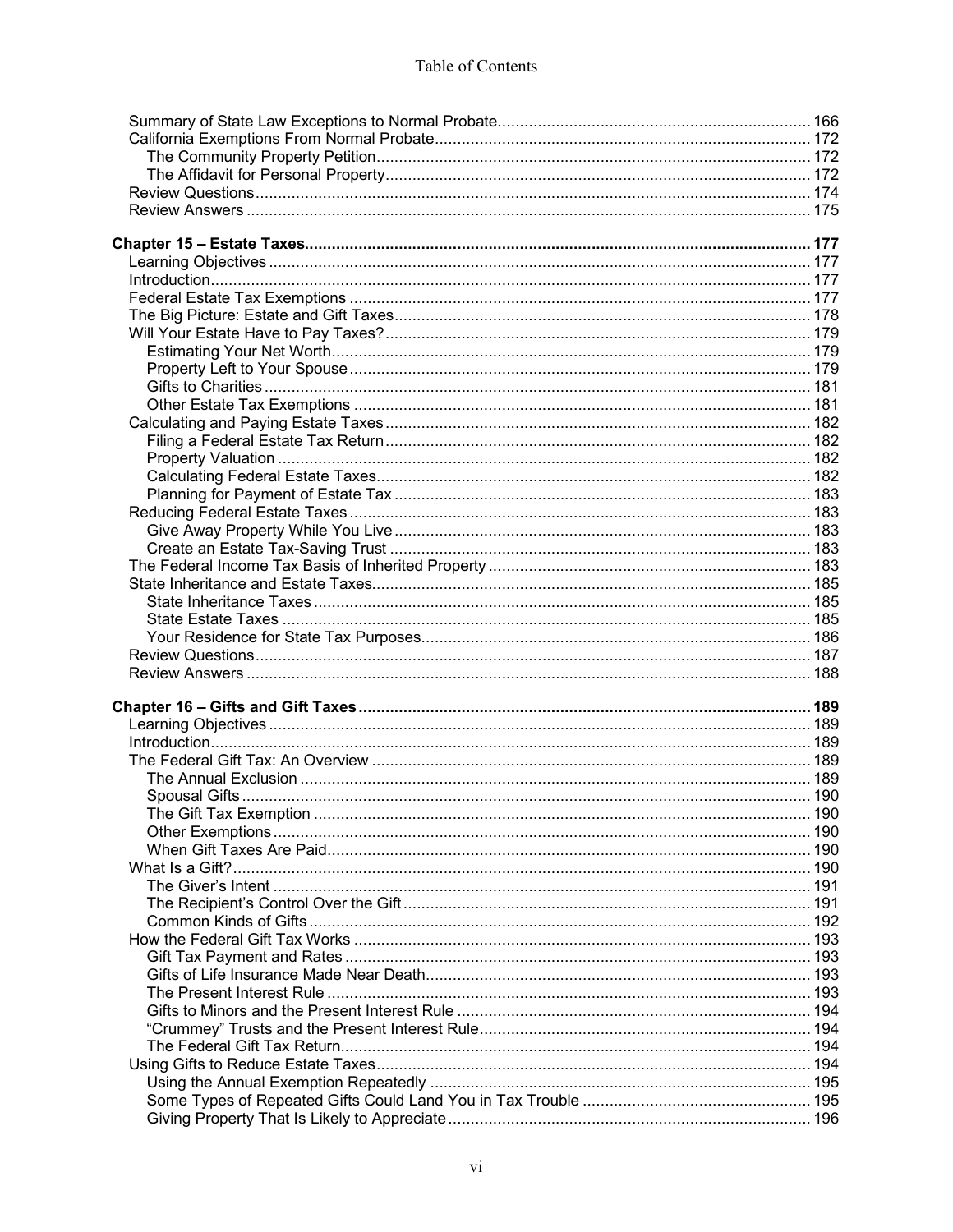Summary of State Law Exceptions to Normal Probate ..... 166
California Exemptions From Normal Probate ..... 172
The Community Property Petition ..... 172
The Affidavit for Personal Property ..... 172
Review Questions ..... 174
Review Answers ..... 175

**Chapter 15 – Estate Taxes ..... 177**
Learning Objectives ..... 177
Introduction ..... 177
Federal Estate Tax Exemptions ..... 177
The Big Picture: Estate and Gift Taxes ..... 178
Will Your Estate Have to Pay Taxes? ..... 179
Estimating Your Net Worth ..... 179
Property Left to Your Spouse ..... 179
Gifts to Charities ..... 181
Other Estate Tax Exemptions ..... 181
Calculating and Paying Estate Taxes ..... 182
Filing a Federal Estate Tax Return ..... 182
Property Valuation ..... 182
Calculating Federal Estate Taxes ..... 182
Planning for Payment of Estate Tax ..... 183
Reducing Federal Estate Taxes ..... 183
Give Away Property While You Live ..... 183
Create an Estate Tax-Saving Trust ..... 183
The Federal Income Tax Basis of Inherited Property ..... 183
State Inheritance and Estate Taxes ..... 185
State Inheritance Taxes ..... 185
State Estate Taxes ..... 185
Your Residence for State Tax Purposes ..... 186
Review Questions ..... 187
Review Answers ..... 188

**Chapter 16 – Gifts and Gift Taxes ..... 189**
Learning Objectives ..... 189
Introduction ..... 189
The Federal Gift Tax: An Overview ..... 189
The Annual Exclusion ..... 189
Spousal Gifts ..... 190
The Gift Tax Exemption ..... 190
Other Exemptions ..... 190
When Gift Taxes Are Paid ..... 190
What Is a Gift? ..... 190
The Giver's Intent ..... 191
The Recipient's Control Over the Gift ..... 191
Common Kinds of Gifts ..... 192
How the Federal Gift Tax Works ..... 193
Gift Tax Payment and Rates ..... 193
Gifts of Life Insurance Made Near Death ..... 193
The Present Interest Rule ..... 193
Gifts to Minors and the Present Interest Rule ..... 194
"Crummey" Trusts and the Present Interest Rule ..... 194
The Federal Gift Tax Return ..... 194
Using Gifts to Reduce Estate Taxes ..... 194
Using the Annual Exemption Repeatedly ..... 195
Some Types of Repeated Gifts Could Land You in Tax Trouble ..... 195
Giving Property That Is Likely to Appreciate ..... 196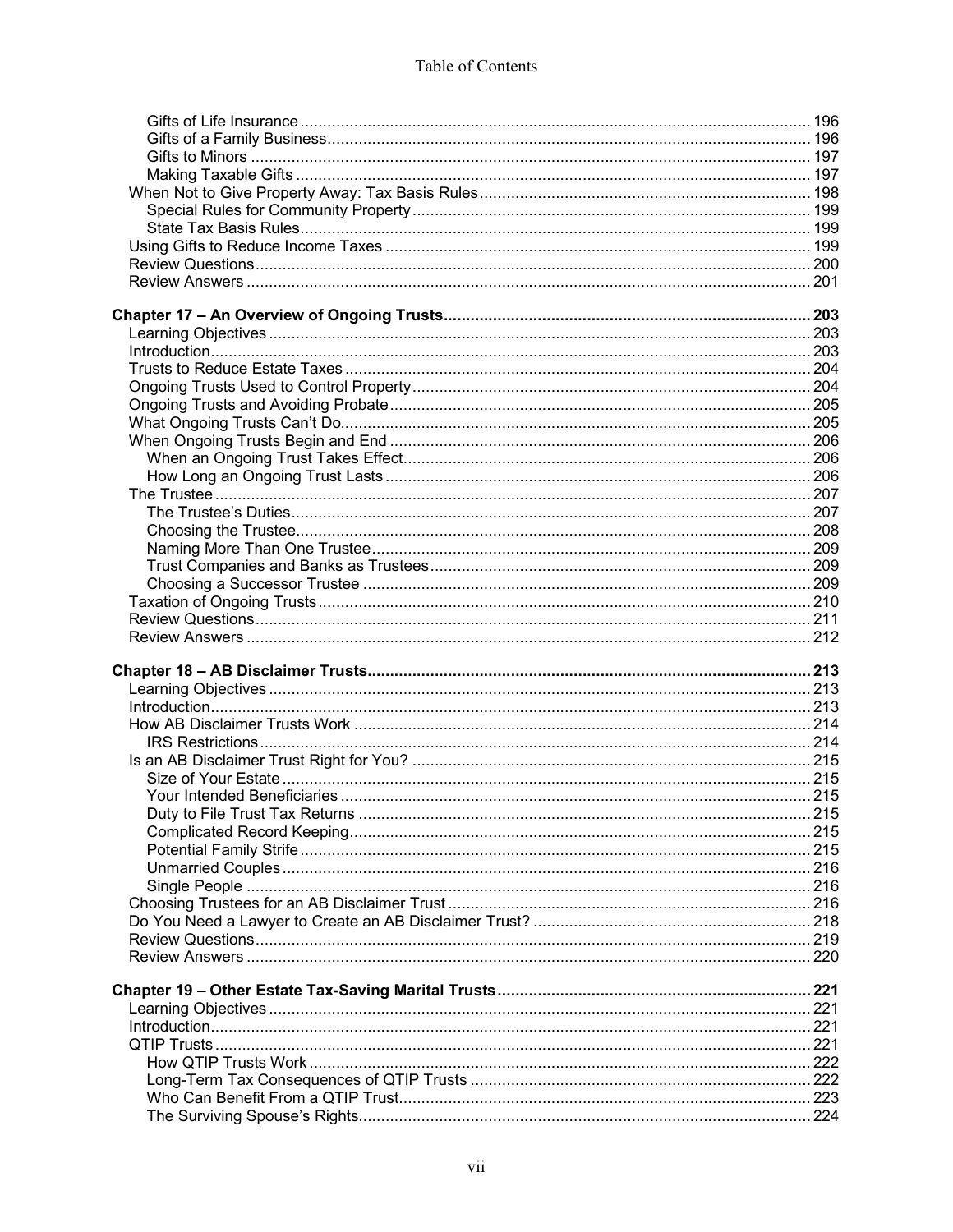Gifts of Life Insurance ... 196
Gifts of a Family Business ... 196
Gifts to Minors ... 197
Making Taxable Gifts ... 197
When Not to Give Property Away: Tax Basis Rules ... 198
Special Rules for Community Property ... 199
State Tax Basis Rules ... 199
Using Gifts to Reduce Income Taxes ... 199
Review Questions ... 200
Review Answers ... 201

**Chapter 17 – An Overview of Ongoing Trusts ... 203**
Learning Objectives ... 203
Introduction ... 203
Trusts to Reduce Estate Taxes ... 204
Ongoing Trusts Used to Control Property ... 204
Ongoing Trusts and Avoiding Probate ... 205
What Ongoing Trusts Can't Do ... 205
When Ongoing Trusts Begin and End ... 206
When an Ongoing Trust Takes Effect ... 206
How Long an Ongoing Trust Lasts ... 206
The Trustee ... 207
The Trustee's Duties ... 207
Choosing the Trustee ... 208
Naming More Than One Trustee ... 209
Trust Companies and Banks as Trustees ... 209
Choosing a Successor Trustee ... 209
Taxation of Ongoing Trusts ... 210
Review Questions ... 211
Review Answers ... 212

**Chapter 18 – AB Disclaimer Trusts ... 213**
Learning Objectives ... 213
Introduction ... 213
How AB Disclaimer Trusts Work ... 214
IRS Restrictions ... 214
Is an AB Disclaimer Trust Right for You? ... 215
Size of Your Estate ... 215
Your Intended Beneficiaries ... 215
Duty to File Trust Tax Returns ... 215
Complicated Record Keeping ... 215
Potential Family Strife ... 215
Unmarried Couples ... 216
Single People ... 216
Choosing Trustees for an AB Disclaimer Trust ... 216
Do You Need a Lawyer to Create an AB Disclaimer Trust? ... 218
Review Questions ... 219
Review Answers ... 220

**Chapter 19 – Other Estate Tax-Saving Marital Trusts ... 221**
Learning Objectives ... 221
Introduction ... 221
QTIP Trusts ... 221
How QTIP Trusts Work ... 222
Long-Term Tax Consequences of QTIP Trusts ... 222
Who Can Benefit From a QTIP Trust ... 223
The Surviving Spouse's Rights ... 224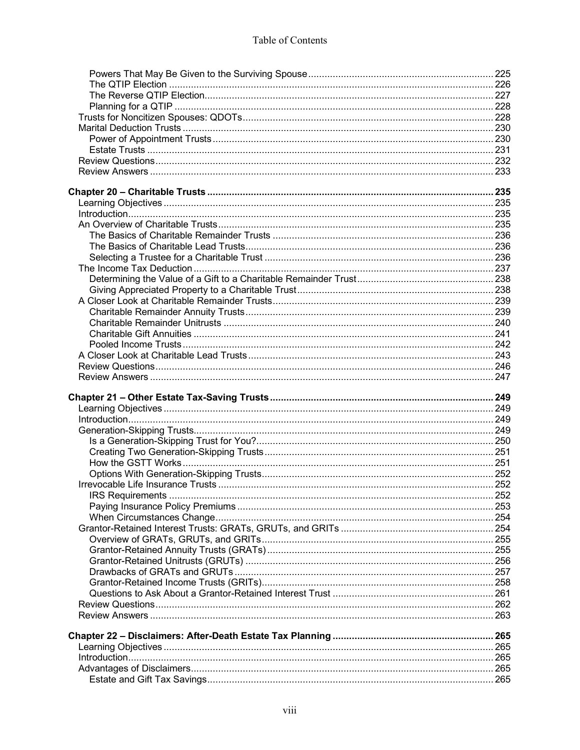Powers That May Be Given to the Surviving Spouse ... 225
The QTIP Election ... 226
The Reverse QTIP Election ... 227
Planning for a QTIP ... 228
Trusts for Noncitizen Spouses: QDOTs ... 228
Marital Deduction Trusts ... 230
Power of Appointment Trusts ... 230
Estate Trusts ... 231
Review Questions ... 232
Review Answers ... 233

**Chapter 20 – Charitable Trusts ... 235**
Learning Objectives ... 235
Introduction ... 235
An Overview of Charitable Trusts ... 235
The Basics of Charitable Remainder Trusts ... 236
The Basics of Charitable Lead Trusts ... 236
Selecting a Trustee for a Charitable Trust ... 236
The Income Tax Deduction ... 237
Determining the Value of a Gift to a Charitable Remainder Trust ... 238
Giving Appreciated Property to a Charitable Trust ... 238
A Closer Look at Charitable Remainder Trusts ... 239
Charitable Remainder Annuity Trusts ... 239
Charitable Remainder Unitrusts ... 240
Charitable Gift Annuities ... 241
Pooled Income Trusts ... 242
A Closer Look at Charitable Lead Trusts ... 243
Review Questions ... 246
Review Answers ... 247

**Chapter 21 – Other Estate Tax-Saving Trusts ... 249**
Learning Objectives ... 249
Introduction ... 249
Generation-Skipping Trusts ... 249
Is a Generation-Skipping Trust for You? ... 250
Creating Two Generation-Skipping Trusts ... 251
How the GSTT Works ... 251
Options With Generation-Skipping Trusts ... 252
Irrevocable Life Insurance Trusts ... 252
IRS Requirements ... 252
Paying Insurance Policy Premiums ... 253
When Circumstances Change ... 254
Grantor-Retained Interest Trusts: GRATs, GRUTs, and GRITs ... 254
Overview of GRATs, GRUTs, and GRITs ... 255
Grantor-Retained Annuity Trusts (GRATs) ... 255
Grantor-Retained Unitrusts (GRUTs) ... 256
Drawbacks of GRATs and GRUTs ... 257
Grantor-Retained Income Trusts (GRITs) ... 258
Questions to Ask About a Grantor-Retained Interest Trust ... 261
Review Questions ... 262
Review Answers ... 263

**Chapter 22 – Disclaimers: After-Death Estate Tax Planning ... 265**
Learning Objectives ... 265
Introduction ... 265
Advantages of Disclaimers ... 265
Estate and Gift Tax Savings ... 265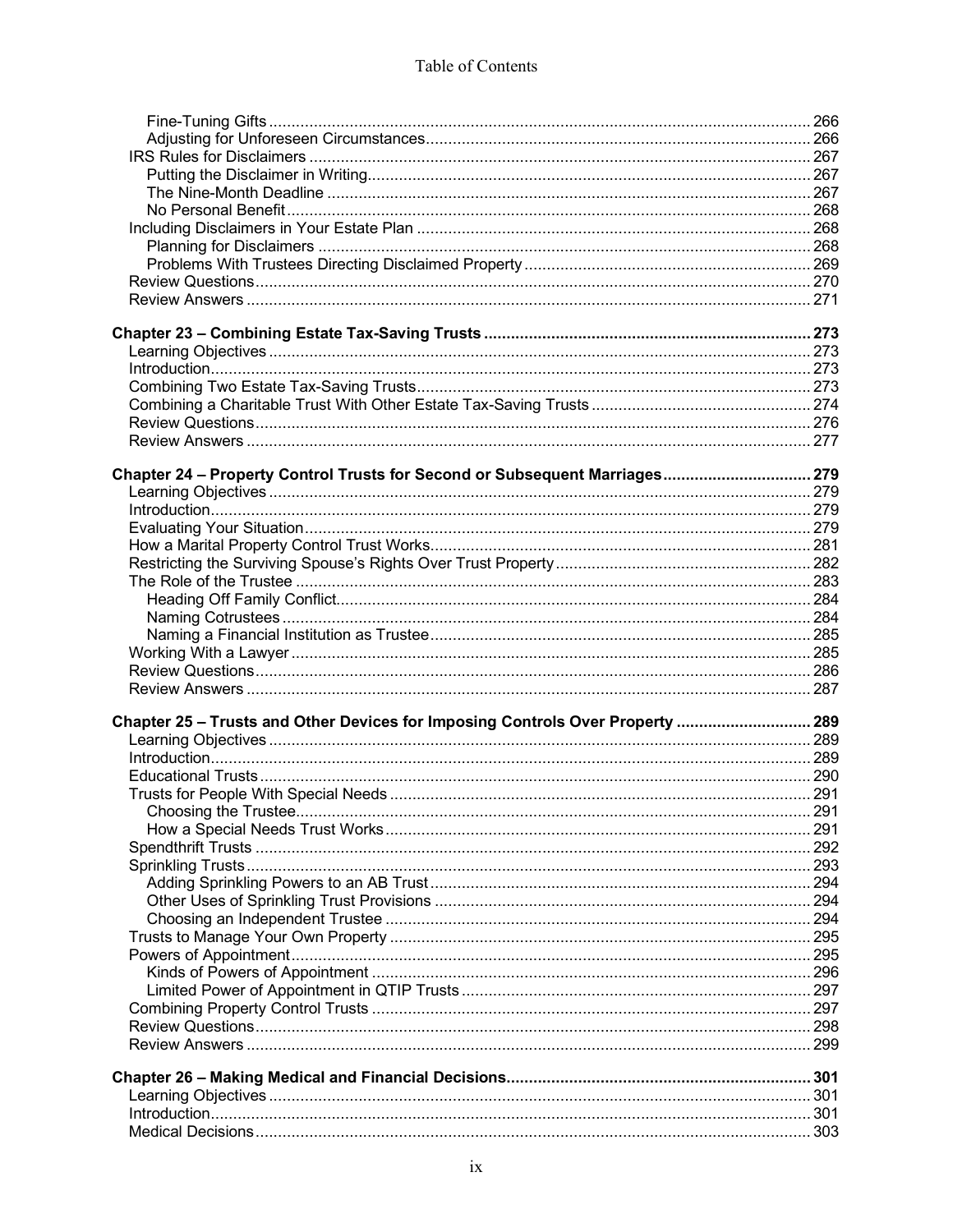Fine-Tuning Gifts ........................................................................................................ 266
Adjusting for Unforeseen Circumstances.................................................................... 266
IRS Rules for Disclaimers ............................................................................................... 267
Putting the Disclaimer in Writing.................................................................................. 267
The Nine-Month Deadline ............................................................................................ 267
No Personal Benefit..................................................................................................... 268
Including Disclaimers in Your Estate Plan ....................................................................... 268
Planning for Disclaimers .............................................................................................. 268
Problems With Trustees Directing Disclaimed Property ............................................... 269
Review Questions........................................................................................................... 270
Review Answers ............................................................................................................. 271

**Chapter 23 – Combining Estate Tax-Saving Trusts ........................................................... 273**
Learning Objectives ........................................................................................................ 273
Introduction..................................................................................................................... 273
Combining Two Estate Tax-Saving Trusts....................................................................... 273
Combining a Charitable Trust With Other Estate Tax-Saving Trusts ................................ 274
Review Questions........................................................................................................... 276
Review Answers ............................................................................................................. 277

**Chapter 24 – Property Control Trusts for Second or Subsequent Marriages................................ 279**
Learning Objectives ........................................................................................................ 279
Introduction..................................................................................................................... 279
Evaluating Your Situation................................................................................................ 279
How a Marital Property Control Trust Works.................................................................... 281
Restricting the Surviving Spouse's Rights Over Trust Property......................................... 282
The Role of the Trustee ................................................................................................... 283
Heading Off Family Conflict.......................................................................................... 284
Naming Cotrustees ...................................................................................................... 284
Naming a Financial Institution as Trustee..................................................................... 285
Working With a Lawyer ................................................................................................... 285
Review Questions........................................................................................................... 286
Review Answers ............................................................................................................. 287

**Chapter 25 – Trusts and Other Devices for Imposing Controls Over Property ............................. 289**
Learning Objectives ........................................................................................................ 289
Introduction..................................................................................................................... 289
Educational Trusts .......................................................................................................... 290
Trusts for People With Special Needs ............................................................................. 291
Choosing the Trustee................................................................................................... 291
How a Special Needs Trust Works ............................................................................... 291
Spendthrift Trusts ........................................................................................................... 292
Sprinkling Trusts ............................................................................................................. 293
Adding Sprinkling Powers to an AB Trust .................................................................... 294
Other Uses of Sprinkling Trust Provisions ................................................................... 294
Choosing an Independent Trustee .............................................................................. 294
Trusts to Manage Your Own Property ............................................................................. 295
Powers of Appointment................................................................................................... 295
Kinds of Powers of Appointment .................................................................................. 296
Limited Power of Appointment in QTIP Trusts ............................................................. 297
Combining Property Control Trusts ................................................................................. 297
Review Questions........................................................................................................... 298
Review Answers ............................................................................................................. 299

**Chapter 26 – Making Medical and Financial Decisions.................................................................. 301**
Learning Objectives ........................................................................................................ 301
Introduction..................................................................................................................... 301
Medical Decisions........................................................................................................... 303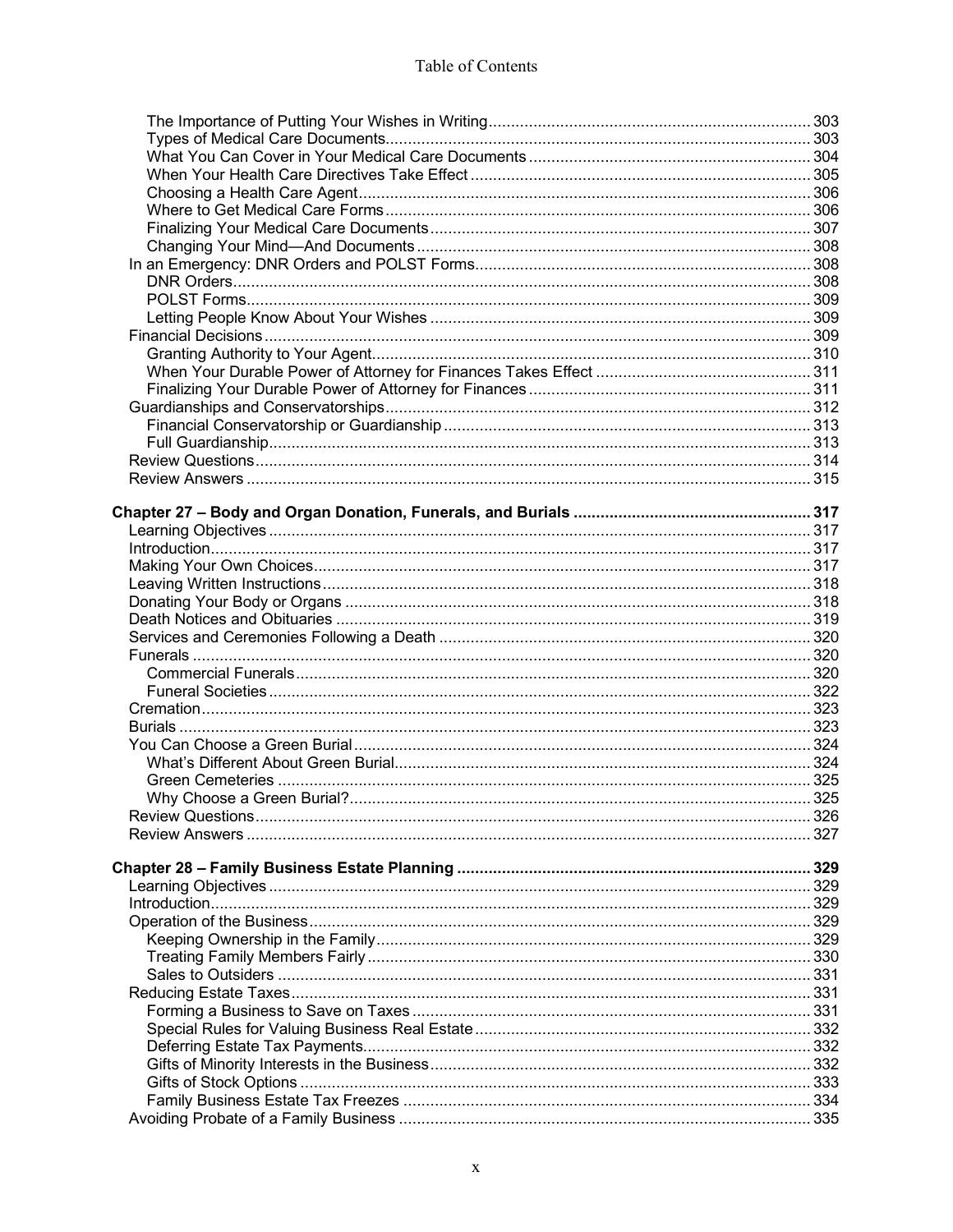Table of Contents

The Importance of Putting Your Wishes in Writing ........ 303
Types of Medical Care Documents ........ 303
What You Can Cover in Your Medical Care Documents ........ 304
When Your Health Care Directives Take Effect ........ 305
Choosing a Health Care Agent ........ 306
Where to Get Medical Care Forms ........ 306
Finalizing Your Medical Care Documents ........ 307
Changing Your Mind—And Documents ........ 308
In an Emergency: DNR Orders and POLST Forms ........ 308
DNR Orders ........ 308
POLST Forms ........ 309
Letting People Know About Your Wishes ........ 309
Financial Decisions ........ 309
Granting Authority to Your Agent ........ 310
When Your Durable Power of Attorney for Finances Takes Effect ........ 311
Finalizing Your Durable Power of Attorney for Finances ........ 311
Guardianships and Conservatorships ........ 312
Financial Conservatorship or Guardianship ........ 313
Full Guardianship ........ 313
Review Questions ........ 314
Review Answers ........ 315

**Chapter 27 – Body and Organ Donation, Funerals, and Burials ........ 317**
Learning Objectives ........ 317
Introduction ........ 317
Making Your Own Choices ........ 317
Leaving Written Instructions ........ 318
Donating Your Body or Organs ........ 318
Death Notices and Obituaries ........ 319
Services and Ceremonies Following a Death ........ 320
Funerals ........ 320
Commercial Funerals ........ 320
Funeral Societies ........ 322
Cremation ........ 323
Burials ........ 323
You Can Choose a Green Burial ........ 324
What's Different About Green Burial ........ 324
Green Cemeteries ........ 325
Why Choose a Green Burial? ........ 325
Review Questions ........ 326
Review Answers ........ 327

**Chapter 28 – Family Business Estate Planning ........ 329**
Learning Objectives ........ 329
Introduction ........ 329
Operation of the Business ........ 329
Keeping Ownership in the Family ........ 329
Treating Family Members Fairly ........ 330
Sales to Outsiders ........ 331
Reducing Estate Taxes ........ 331
Forming a Business to Save on Taxes ........ 331
Special Rules for Valuing Business Real Estate ........ 332
Deferring Estate Tax Payments ........ 332
Gifts of Minority Interests in the Business ........ 332
Gifts of Stock Options ........ 333
Family Business Estate Tax Freezes ........ 334
Avoiding Probate of a Family Business ........ 335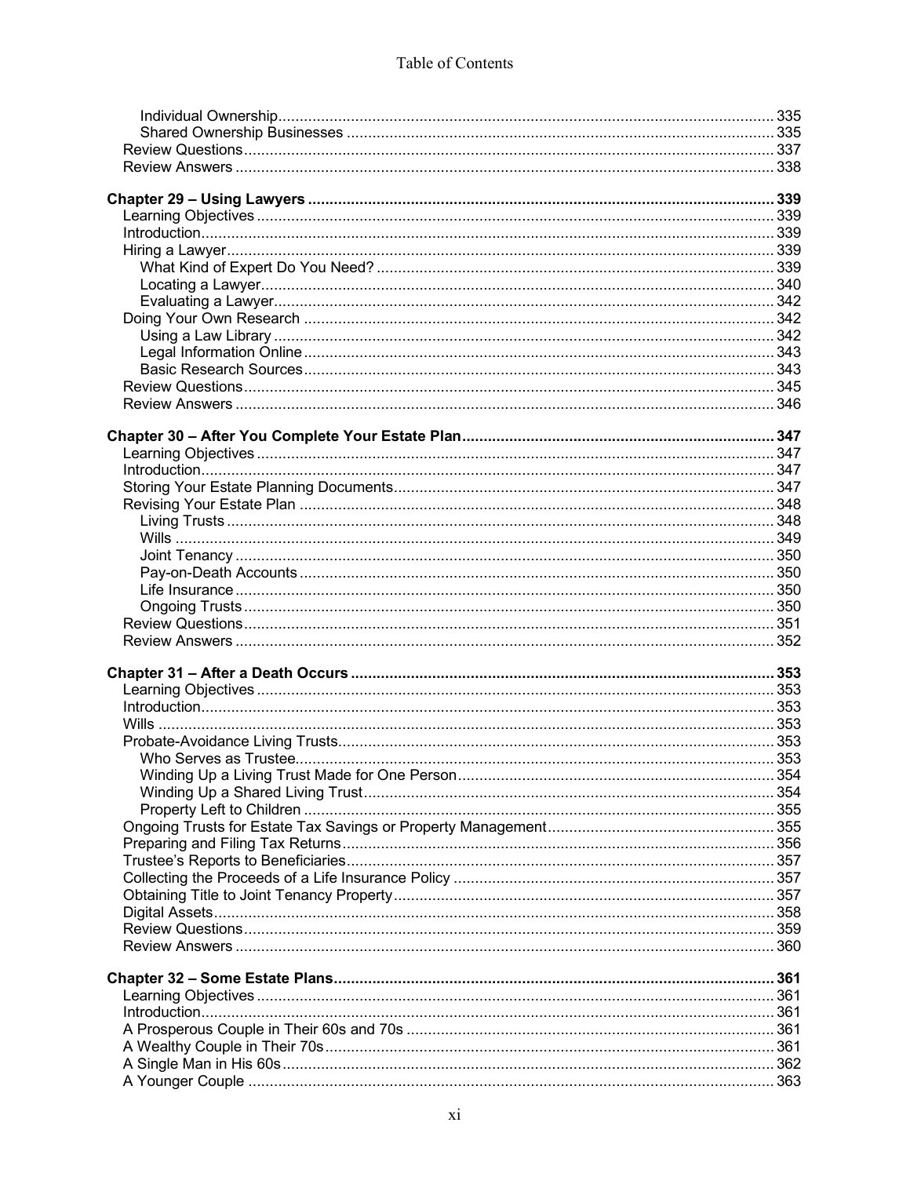Individual Ownership ... 335
Shared Ownership Businesses ... 335
Review Questions ... 337
Review Answers ... 338

**Chapter 29 – Using Lawyers ... 339**
Learning Objectives ... 339
Introduction ... 339
Hiring a Lawyer ... 339
What Kind of Expert Do You Need? ... 339
Locating a Lawyer ... 340
Evaluating a Lawyer ... 342
Doing Your Own Research ... 342
Using a Law Library ... 342
Legal Information Online ... 343
Basic Research Sources ... 343
Review Questions ... 345
Review Answers ... 346

**Chapter 30 – After You Complete Your Estate Plan ... 347**
Learning Objectives ... 347
Introduction ... 347
Storing Your Estate Planning Documents ... 347
Revising Your Estate Plan ... 348
Living Trusts ... 348
Wills ... 349
Joint Tenancy ... 350
Pay-on-Death Accounts ... 350
Life Insurance ... 350
Ongoing Trusts ... 350
Review Questions ... 351
Review Answers ... 352

**Chapter 31 – After a Death Occurs ... 353**
Learning Objectives ... 353
Introduction ... 353
Wills ... 353
Probate-Avoidance Living Trusts ... 353
Who Serves as Trustee ... 353
Winding Up a Living Trust Made for One Person ... 354
Winding Up a Shared Living Trust ... 354
Property Left to Children ... 355
Ongoing Trusts for Estate Tax Savings or Property Management ... 355
Preparing and Filing Tax Returns ... 356
Trustee's Reports to Beneficiaries ... 357
Collecting the Proceeds of a Life Insurance Policy ... 357
Obtaining Title to Joint Tenancy Property ... 357
Digital Assets ... 358
Review Questions ... 359
Review Answers ... 360

**Chapter 32 – Some Estate Plans ... 361**
Learning Objectives ... 361
Introduction ... 361
A Prosperous Couple in Their 60s and 70s ... 361
A Wealthy Couple in Their 70s ... 361
A Single Man in His 60s ... 362
A Younger Couple ... 363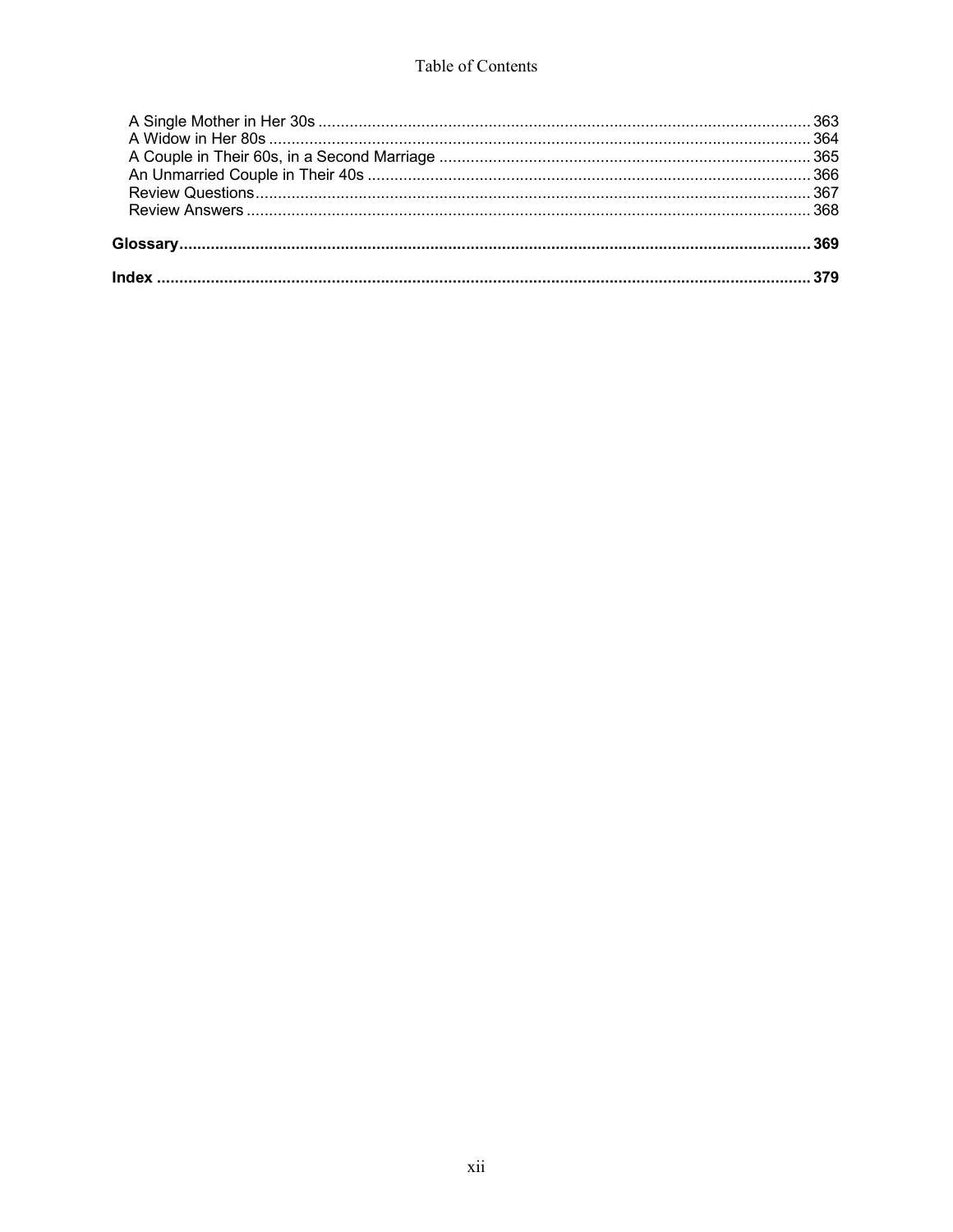A Single Mother in Her 30s ........................................................................................................ 363
A Widow in Her 80s .................................................................................................................. 364
A Couple in Their 60s, in a Second Marriage .......................................................................... 365
An Unmarried Couple in Their 40s ........................................................................................... 366
Review Questions ...................................................................................................................... 367
Review Answers ........................................................................................................................ 368

**Glossary ........................................................................................................................... 369**

**Index ................................................................................................................................. 379**